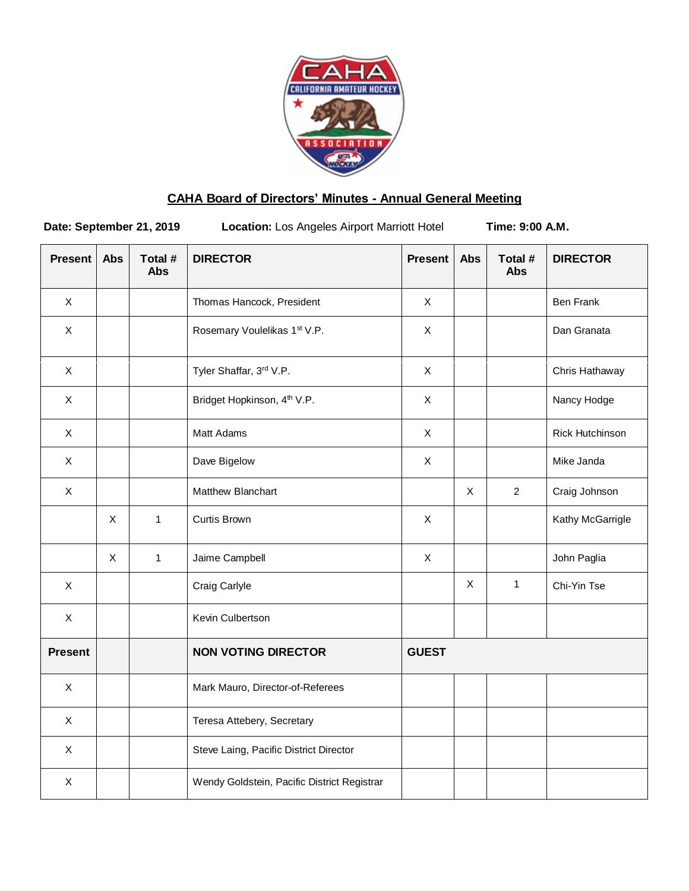## CAHA Board of Directors' Minutes - Annual General Meeting

**Date: September 21, 2019** **Location:** Los Angeles Airport Marriott Hotel **Time: 9:00 A.M.**

| Present | Abs | Total # Abs | DIRECTOR | Present | Abs | Total # Abs | DIRECTOR |
|---|---|---|---|---|---|---|---|
| X | | | Thomas Hancock, President | X | | | Ben Frank |
| X | | | Rosemary Voulelikas 1st V.P. | X | | | Dan Granata |
| X | | | Tyler Shaffar, 3rd V.P. | X | | | Chris Hathaway |
| X | | | Bridget Hopkinson, 4th V.P. | X | | | Nancy Hodge |
| X | | | Matt Adams | X | | | Rick Hutchinson |
| X | | | Dave Bigelow | X | | | Mike Janda |
| X | | | Matthew Blanchart | | X | 2 | Craig Johnson |
| | X | 1 | Curtis Brown | X | | | Kathy McGarrigle |
| | X | 1 | Jaime Campbell | X | | | John Paglia |
| X | | | Craig Carlyle | | X | 1 | Chi-Yin Tse |
| X | | | Kevin Culbertson | | | | |
| **Present** | | | **NON VOTING DIRECTOR** | **GUEST** | | | |
| X | | | Mark Mauro, Director-of-Referees | | | | |
| X | | | Teresa Attebery, Secretary | | | | |
| X | | | Steve Laing, Pacific District Director | | | | |
| X | | | Wendy Goldstein, Pacific District Registrar | | | | |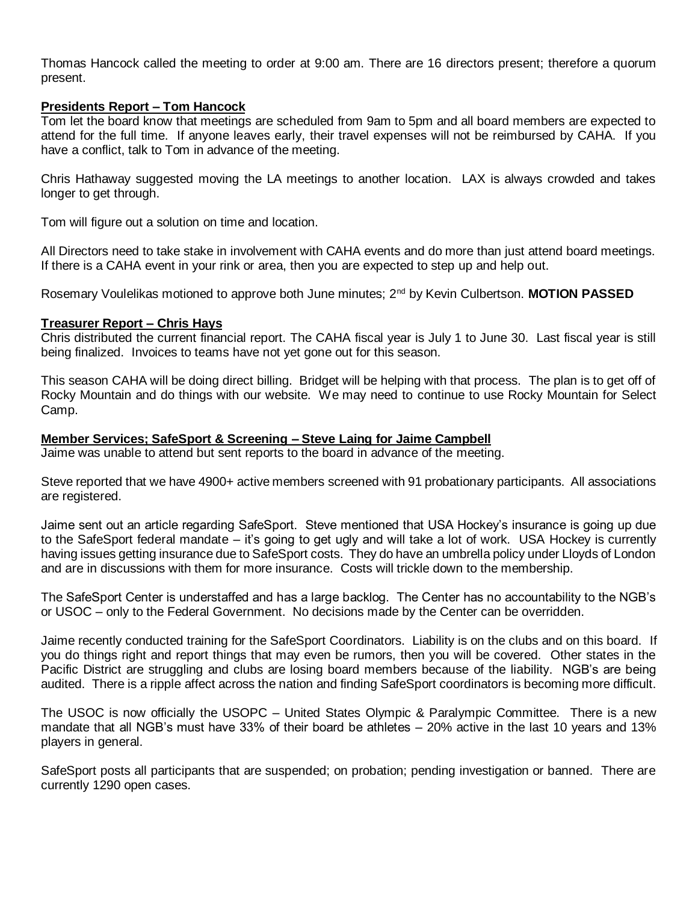Thomas Hancock called the meeting to order at 9:00 am. There are 16 directors present; therefore a quorum present.

**Presidents Report – Tom Hancock**

Tom let the board know that meetings are scheduled from 9am to 5pm and all board members are expected to attend for the full time. If anyone leaves early, their travel expenses will not be reimbursed by CAHA. If you have a conflict, talk to Tom in advance of the meeting.

Chris Hathaway suggested moving the LA meetings to another location. LAX is always crowded and takes longer to get through.

Tom will figure out a solution on time and location.

All Directors need to take stake in involvement with CAHA events and do more than just attend board meetings. If there is a CAHA event in your rink or area, then you are expected to step up and help out.

Rosemary Voulelikas motioned to approve both June minutes; 2nd by Kevin Culbertson. **MOTION PASSED**

**Treasurer Report – Chris Hays**

Chris distributed the current financial report. The CAHA fiscal year is July 1 to June 30. Last fiscal year is still being finalized. Invoices to teams have not yet gone out for this season.

This season CAHA will be doing direct billing. Bridget will be helping with that process. The plan is to get off of Rocky Mountain and do things with our website. We may need to continue to use Rocky Mountain for Select Camp.

**Member Services; SafeSport & Screening – Steve Laing for Jaime Campbell**

Jaime was unable to attend but sent reports to the board in advance of the meeting.

Steve reported that we have 4900+ active members screened with 91 probationary participants. All associations are registered.

Jaime sent out an article regarding SafeSport. Steve mentioned that USA Hockey's insurance is going up due to the SafeSport federal mandate – it's going to get ugly and will take a lot of work. USA Hockey is currently having issues getting insurance due to SafeSport costs. They do have an umbrella policy under Lloyds of London and are in discussions with them for more insurance. Costs will trickle down to the membership.

The SafeSport Center is understaffed and has a large backlog. The Center has no accountability to the NGB's or USOC – only to the Federal Government. No decisions made by the Center can be overridden.

Jaime recently conducted training for the SafeSport Coordinators. Liability is on the clubs and on this board. If you do things right and report things that may even be rumors, then you will be covered. Other states in the Pacific District are struggling and clubs are losing board members because of the liability. NGB's are being audited. There is a ripple affect across the nation and finding SafeSport coordinators is becoming more difficult.

The USOC is now officially the USOPC – United States Olympic & Paralympic Committee. There is a new mandate that all NGB's must have 33% of their board be athletes – 20% active in the last 10 years and 13% players in general.

SafeSport posts all participants that are suspended; on probation; pending investigation or banned. There are currently 1290 open cases.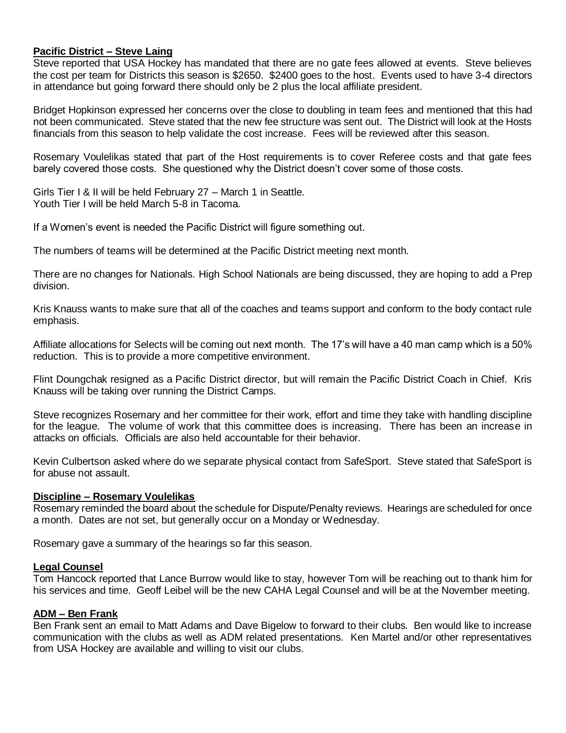**Pacific District – Steve Laing**

Steve reported that USA Hockey has mandated that there are no gate fees allowed at events. Steve believes the cost per team for Districts this season is $2650. $2400 goes to the host. Events used to have 3-4 directors in attendance but going forward there should only be 2 plus the local affiliate president.

Bridget Hopkinson expressed her concerns over the close to doubling in team fees and mentioned that this had not been communicated. Steve stated that the new fee structure was sent out. The District will look at the Hosts financials from this season to help validate the cost increase. Fees will be reviewed after this season.

Rosemary Voulelikas stated that part of the Host requirements is to cover Referee costs and that gate fees barely covered those costs. She questioned why the District doesn't cover some of those costs.

Girls Tier I & II will be held February 27 – March 1 in Seattle.
Youth Tier I will be held March 5-8 in Tacoma.

If a Women's event is needed the Pacific District will figure something out.

The numbers of teams will be determined at the Pacific District meeting next month.

There are no changes for Nationals. High School Nationals are being discussed, they are hoping to add a Prep division.

Kris Knauss wants to make sure that all of the coaches and teams support and conform to the body contact rule emphasis.

Affiliate allocations for Selects will be coming out next month. The 17's will have a 40 man camp which is a 50% reduction. This is to provide a more competitive environment.

Flint Doungchak resigned as a Pacific District director, but will remain the Pacific District Coach in Chief. Kris Knauss will be taking over running the District Camps.

Steve recognizes Rosemary and her committee for their work, effort and time they take with handling discipline for the league. The volume of work that this committee does is increasing. There has been an increase in attacks on officials. Officials are also held accountable for their behavior.

Kevin Culbertson asked where do we separate physical contact from SafeSport. Steve stated that SafeSport is for abuse not assault.

**Discipline – Rosemary Voulelikas**

Rosemary reminded the board about the schedule for Dispute/Penalty reviews. Hearings are scheduled for once a month. Dates are not set, but generally occur on a Monday or Wednesday.

Rosemary gave a summary of the hearings so far this season.

**Legal Counsel**

Tom Hancock reported that Lance Burrow would like to stay, however Tom will be reaching out to thank him for his services and time. Geoff Leibel will be the new CAHA Legal Counsel and will be at the November meeting.

**ADM – Ben Frank**

Ben Frank sent an email to Matt Adams and Dave Bigelow to forward to their clubs. Ben would like to increase communication with the clubs as well as ADM related presentations. Ken Martel and/or other representatives from USA Hockey are available and willing to visit our clubs.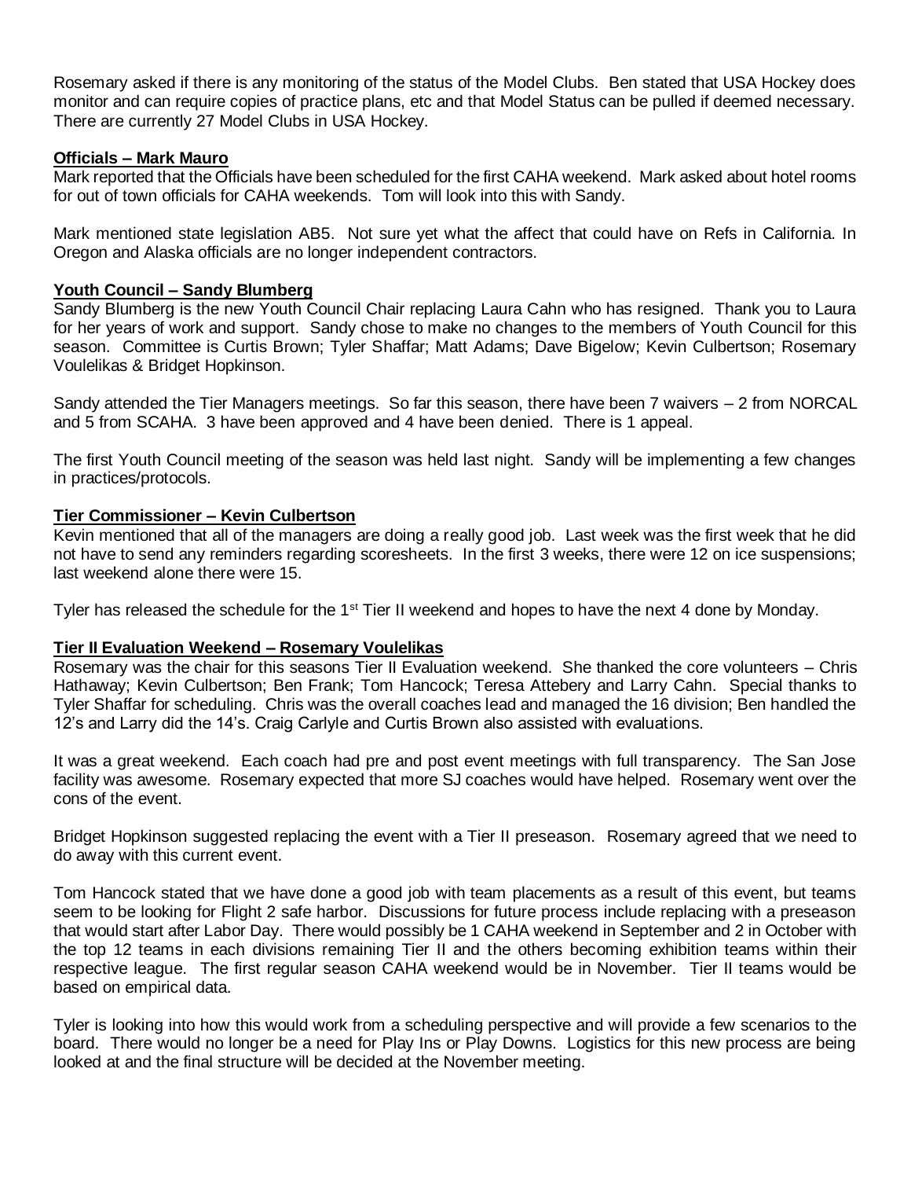Rosemary asked if there is any monitoring of the status of the Model Clubs. Ben stated that USA Hockey does monitor and can require copies of practice plans, etc and that Model Status can be pulled if deemed necessary. There are currently 27 Model Clubs in USA Hockey.

**Officials – Mark Mauro**

Mark reported that the Officials have been scheduled for the first CAHA weekend. Mark asked about hotel rooms for out of town officials for CAHA weekends. Tom will look into this with Sandy.

Mark mentioned state legislation AB5. Not sure yet what the affect that could have on Refs in California. In Oregon and Alaska officials are no longer independent contractors.

**Youth Council – Sandy Blumberg**

Sandy Blumberg is the new Youth Council Chair replacing Laura Cahn who has resigned. Thank you to Laura for her years of work and support. Sandy chose to make no changes to the members of Youth Council for this season. Committee is Curtis Brown; Tyler Shaffar; Matt Adams; Dave Bigelow; Kevin Culbertson; Rosemary Voulelikas & Bridget Hopkinson.

Sandy attended the Tier Managers meetings. So far this season, there have been 7 waivers – 2 from NORCAL and 5 from SCAHA. 3 have been approved and 4 have been denied. There is 1 appeal.

The first Youth Council meeting of the season was held last night. Sandy will be implementing a few changes in practices/protocols.

**Tier Commissioner – Kevin Culbertson**

Kevin mentioned that all of the managers are doing a really good job. Last week was the first week that he did not have to send any reminders regarding scoresheets. In the first 3 weeks, there were 12 on ice suspensions; last weekend alone there were 15.

Tyler has released the schedule for the 1st Tier II weekend and hopes to have the next 4 done by Monday.

**Tier II Evaluation Weekend – Rosemary Voulelikas**

Rosemary was the chair for this seasons Tier II Evaluation weekend. She thanked the core volunteers – Chris Hathaway; Kevin Culbertson; Ben Frank; Tom Hancock; Teresa Attebery and Larry Cahn. Special thanks to Tyler Shaffar for scheduling. Chris was the overall coaches lead and managed the 16 division; Ben handled the 12's and Larry did the 14's. Craig Carlyle and Curtis Brown also assisted with evaluations.

It was a great weekend. Each coach had pre and post event meetings with full transparency. The San Jose facility was awesome. Rosemary expected that more SJ coaches would have helped. Rosemary went over the cons of the event.

Bridget Hopkinson suggested replacing the event with a Tier II preseason. Rosemary agreed that we need to do away with this current event.

Tom Hancock stated that we have done a good job with team placements as a result of this event, but teams seem to be looking for Flight 2 safe harbor. Discussions for future process include replacing with a preseason that would start after Labor Day. There would possibly be 1 CAHA weekend in September and 2 in October with the top 12 teams in each divisions remaining Tier II and the others becoming exhibition teams within their respective league. The first regular season CAHA weekend would be in November. Tier II teams would be based on empirical data.

Tyler is looking into how this would work from a scheduling perspective and will provide a few scenarios to the board. There would no longer be a need for Play Ins or Play Downs. Logistics for this new process are being looked at and the final structure will be decided at the November meeting.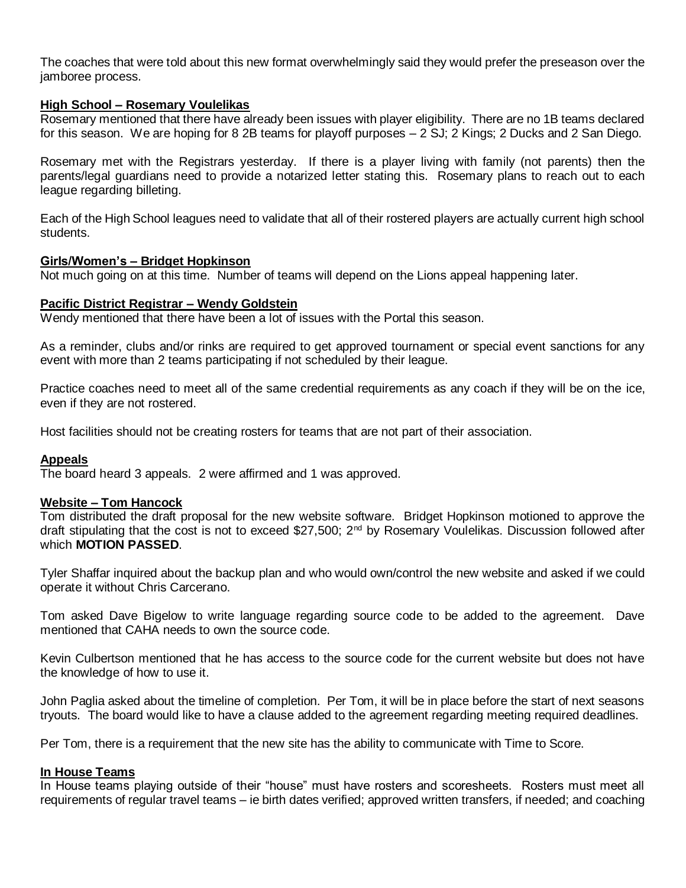The coaches that were told about this new format overwhelmingly said they would prefer the preseason over the jamboree process.

**High School – Rosemary Voulelikas**

Rosemary mentioned that there have already been issues with player eligibility. There are no 1B teams declared for this season. We are hoping for 8 2B teams for playoff purposes – 2 SJ; 2 Kings; 2 Ducks and 2 San Diego.

Rosemary met with the Registrars yesterday. If there is a player living with family (not parents) then the parents/legal guardians need to provide a notarized letter stating this. Rosemary plans to reach out to each league regarding billeting.

Each of the High School leagues need to validate that all of their rostered players are actually current high school students.

**Girls/Women's – Bridget Hopkinson**

Not much going on at this time. Number of teams will depend on the Lions appeal happening later.

**Pacific District Registrar – Wendy Goldstein**

Wendy mentioned that there have been a lot of issues with the Portal this season.

As a reminder, clubs and/or rinks are required to get approved tournament or special event sanctions for any event with more than 2 teams participating if not scheduled by their league.

Practice coaches need to meet all of the same credential requirements as any coach if they will be on the ice, even if they are not rostered.

Host facilities should not be creating rosters for teams that are not part of their association.

**Appeals**

The board heard 3 appeals. 2 were affirmed and 1 was approved.

**Website – Tom Hancock**

Tom distributed the draft proposal for the new website software. Bridget Hopkinson motioned to approve the draft stipulating that the cost is not to exceed $27,500; 2nd by Rosemary Voulelikas. Discussion followed after which **MOTION PASSED**.

Tyler Shaffar inquired about the backup plan and who would own/control the new website and asked if we could operate it without Chris Carcerano.

Tom asked Dave Bigelow to write language regarding source code to be added to the agreement. Dave mentioned that CAHA needs to own the source code.

Kevin Culbertson mentioned that he has access to the source code for the current website but does not have the knowledge of how to use it.

John Paglia asked about the timeline of completion. Per Tom, it will be in place before the start of next seasons tryouts. The board would like to have a clause added to the agreement regarding meeting required deadlines.

Per Tom, there is a requirement that the new site has the ability to communicate with Time to Score.

**In House Teams**

In House teams playing outside of their "house" must have rosters and scoresheets. Rosters must meet all requirements of regular travel teams – ie birth dates verified; approved written transfers, if needed; and coaching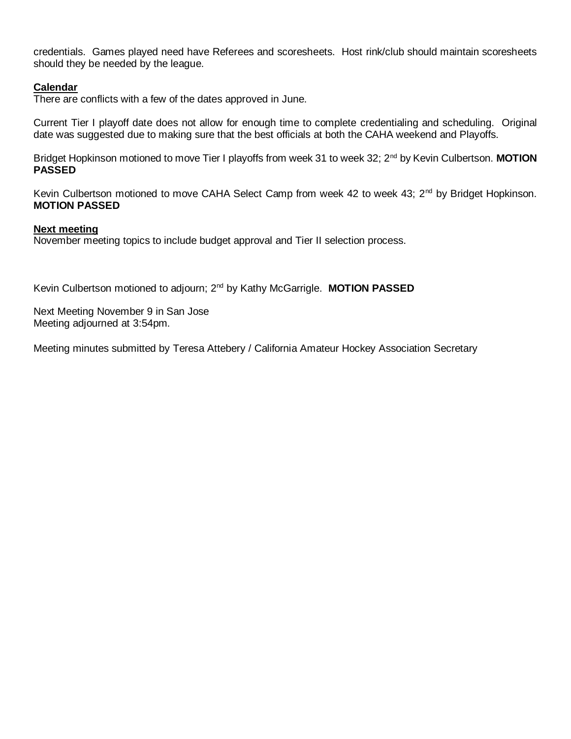credentials. Games played need have Referees and scoresheets. Host rink/club should maintain scoresheets should they be needed by the league.

**Calendar**

There are conflicts with a few of the dates approved in June.

Current Tier I playoff date does not allow for enough time to complete credentialing and scheduling. Original date was suggested due to making sure that the best officials at both the CAHA weekend and Playoffs.

Bridget Hopkinson motioned to move Tier I playoffs from week 31 to week 32; 2nd by Kevin Culbertson. **MOTION PASSED**

Kevin Culbertson motioned to move CAHA Select Camp from week 42 to week 43; 2nd by Bridget Hopkinson. **MOTION PASSED**

**Next meeting**

November meeting topics to include budget approval and Tier II selection process.

Kevin Culbertson motioned to adjourn; 2nd by Kathy McGarrigle. **MOTION PASSED**

Next Meeting November 9 in San Jose
Meeting adjourned at 3:54pm.

Meeting minutes submitted by Teresa Attebery / California Amateur Hockey Association Secretary